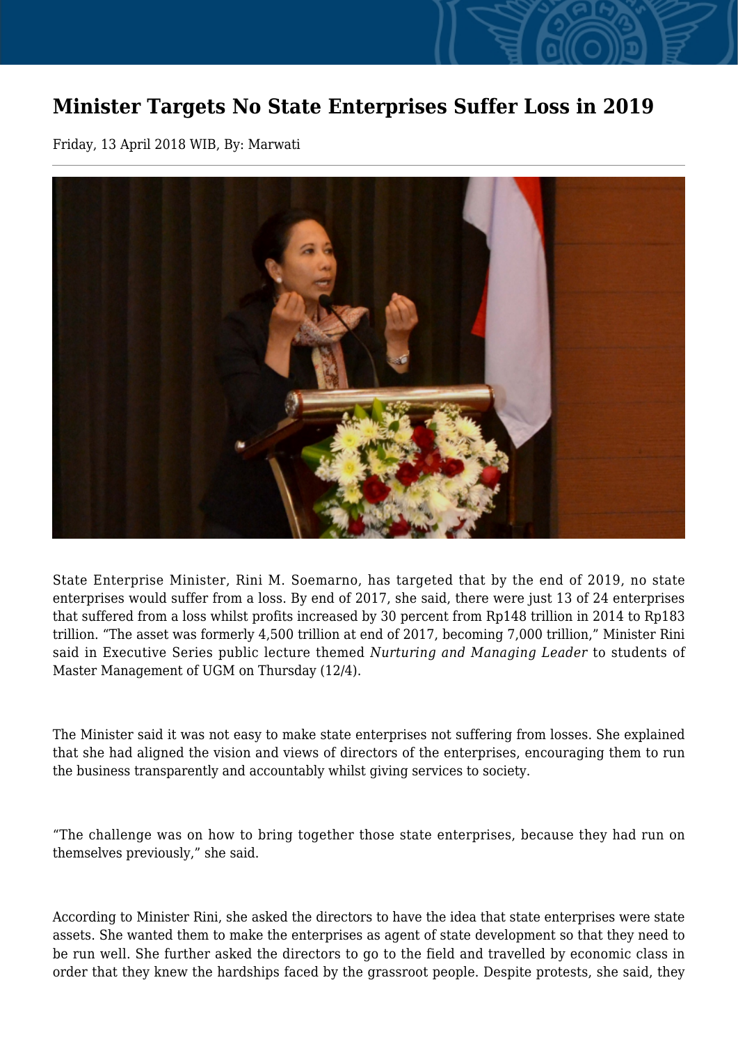# Minister Targets No State Enterprises Suffer Loss in 2019

Friday, 13 April 2018 WIB, By: Marwati

State Enterprise Minister, Rini M. Soemarno, has targeted that by the end of 2019, no state enterprises would suffer from a loss. By end of 2017, she said, there were just 13 of 24 enterprises that suffered from a loss whilst profits increased by 30 percent from Rp148 trillion in 2014 to Rp183 trillion. "The asset was formerly 4,500 trillion at end of 2017, becoming 7,000 trillion," Minister Rini said in Executive Series public lecture themed *Nurturing and Managing Leader* to students of Master Management of UGM on Thursday (12/4).

The Minister said it was not easy to make state enterprises not suffering from losses. She explained that she had aligned the vision and views of directors of the enterprises, encouraging them to run the business transparently and accountably whilst giving services to society.

"The challenge was on how to bring together those state enterprises, because they had run on themselves previously," she said.

According to Minister Rini, she asked the directors to have the idea that state enterprises were state assets. She wanted them to make the enterprises as agent of state development so that they need to be run well. She further asked the directors to go to the field and travelled by economic class in order that they knew the hardships faced by the grassroot people. Despite protests, she said, they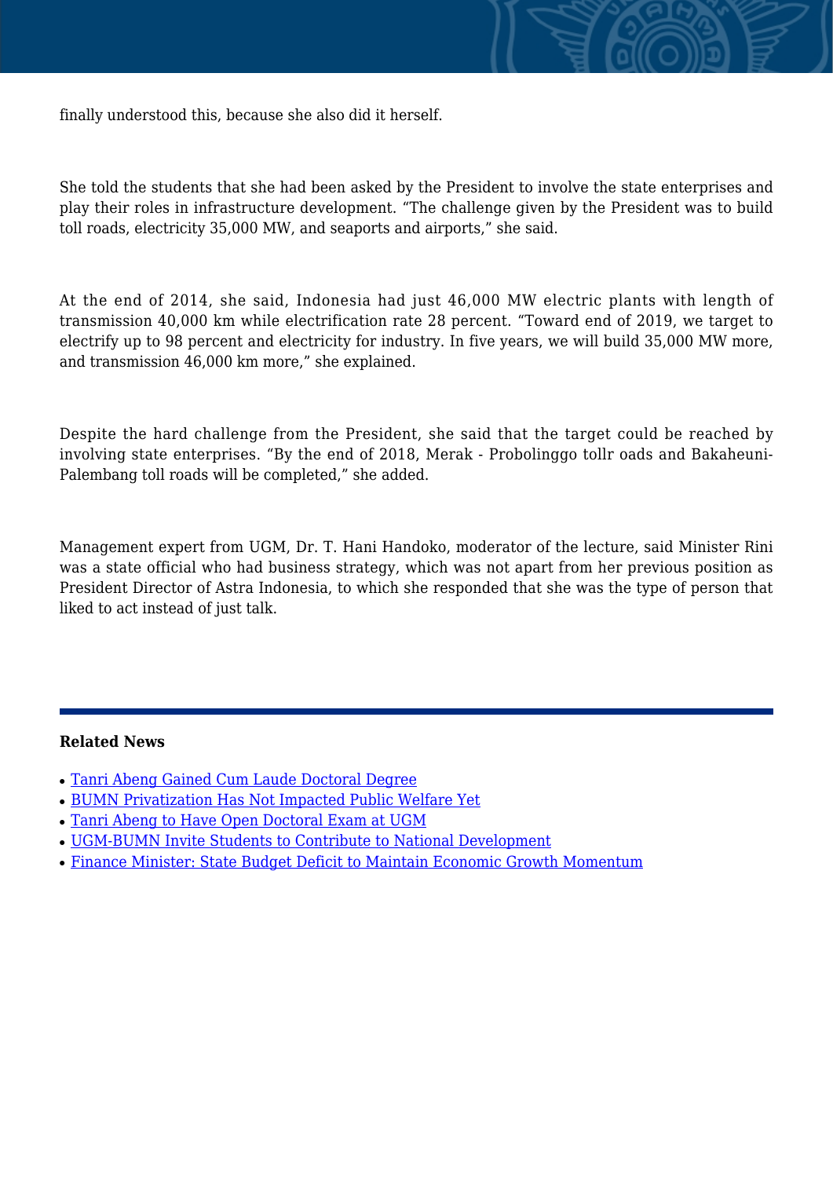finally understood this, because she also did it herself.

She told the students that she had been asked by the President to involve the state enterprises and play their roles in infrastructure development. “The challenge given by the President was to build toll roads, electricity 35,000 MW, and seaports and airports,” she said.

At the end of 2014, she said, Indonesia had just 46,000 MW electric plants with length of transmission 40,000 km while electrification rate 28 percent. “Toward end of 2019, we target to electrify up to 98 percent and electricity for industry. In five years, we will build 35,000 MW more, and transmission 46,000 km more,” she explained.

Despite the hard challenge from the President, she said that the target could be reached by involving state enterprises. “By the end of 2018, Merak - Probolinggo tollr oads and Bakaheuni-Palembang toll roads will be completed,” she added.

Management expert from UGM, Dr. T. Hani Handoko, moderator of the lecture, said Minister Rini was a state official who had business strategy, which was not apart from her previous position as President Director of Astra Indonesia, to which she responded that she was the type of person that liked to act instead of just talk.

---

**Related News**

- Tanri Abeng Gained Cum Laude Doctoral Degree
- BUMN Privatization Has Not Impacted Public Welfare Yet
- Tanri Abeng to Have Open Doctoral Exam at UGM
- UGM-BUMN Invite Students to Contribute to National Development
- Finance Minister: State Budget Deficit to Maintain Economic Growth Momentum